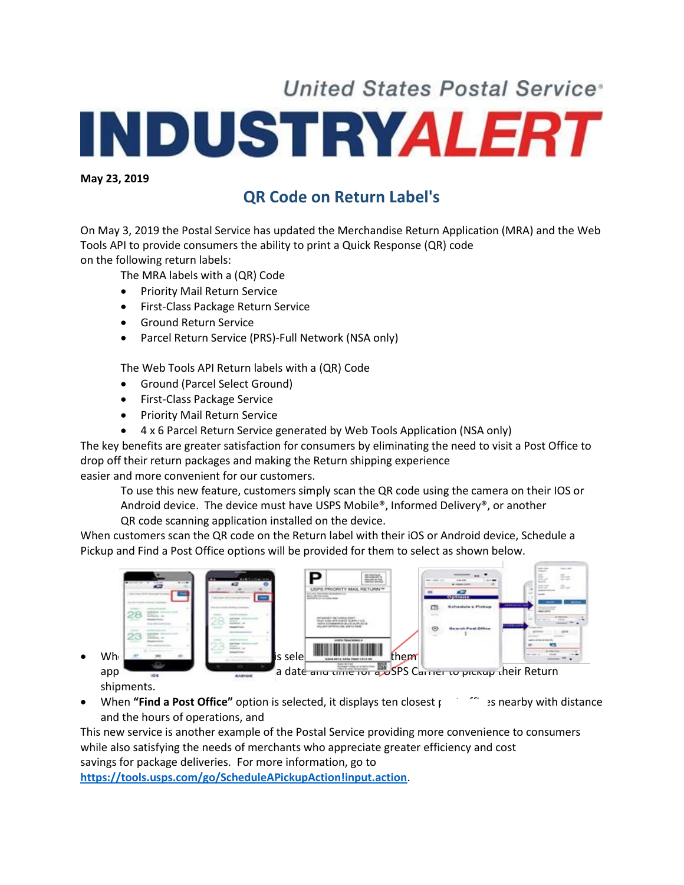United States Postal Service®

# INDUSTRYALERT

**May 23, 2019**

## QR Code on Return Label's

On May 3, 2019 the Postal Service has updated the Merchandise Return Application (MRA) and the Web Tools API to provide consumers the ability to print a Quick Response (QR) code on the following return labels:

The MRA labels with a (QR) Code

- Priority Mail Return Service
- First-Class Package Return Service
- Ground Return Service
- Parcel Return Service (PRS)-Full Network (NSA only)

The Web Tools API Return labels with a (QR) Code

- Ground (Parcel Select Ground)
- First-Class Package Service
- Priority Mail Return Service
- 4 x 6 Parcel Return Service generated by Web Tools Application (NSA only)

The key benefits are greater satisfaction for consumers by eliminating the need to visit a Post Office to drop off their return packages and making the Return shipping experience easier and more convenient for our customers.

To use this new feature, customers simply scan the QR code using the camera on their IOS or Android device. The device must have USPS Mobile®, Informed Delivery®, or another QR code scanning application installed on the device.

When customers scan the QR code on the Return label with their iOS or Android device, Schedule a Pickup and Find a Post Office options will be provided for them to select as shown below.

- Wh... is sele... them app... a date and time for a USPS Carrier to pickup their Return shipments.
- When **"Find a Post Office"** option is selected, it displays ten closest p... ...es nearby with distance and the hours of operations, and

This new service is another example of the Postal Service providing more convenience to consumers while also satisfying the needs of merchants who appreciate greater efficiency and cost savings for package deliveries. For more information, go to [https://tools.usps.com/go/ScheduleAPickupAction!input.action](https://tools.usps.com/go/ScheduleAPickupAction!input.action).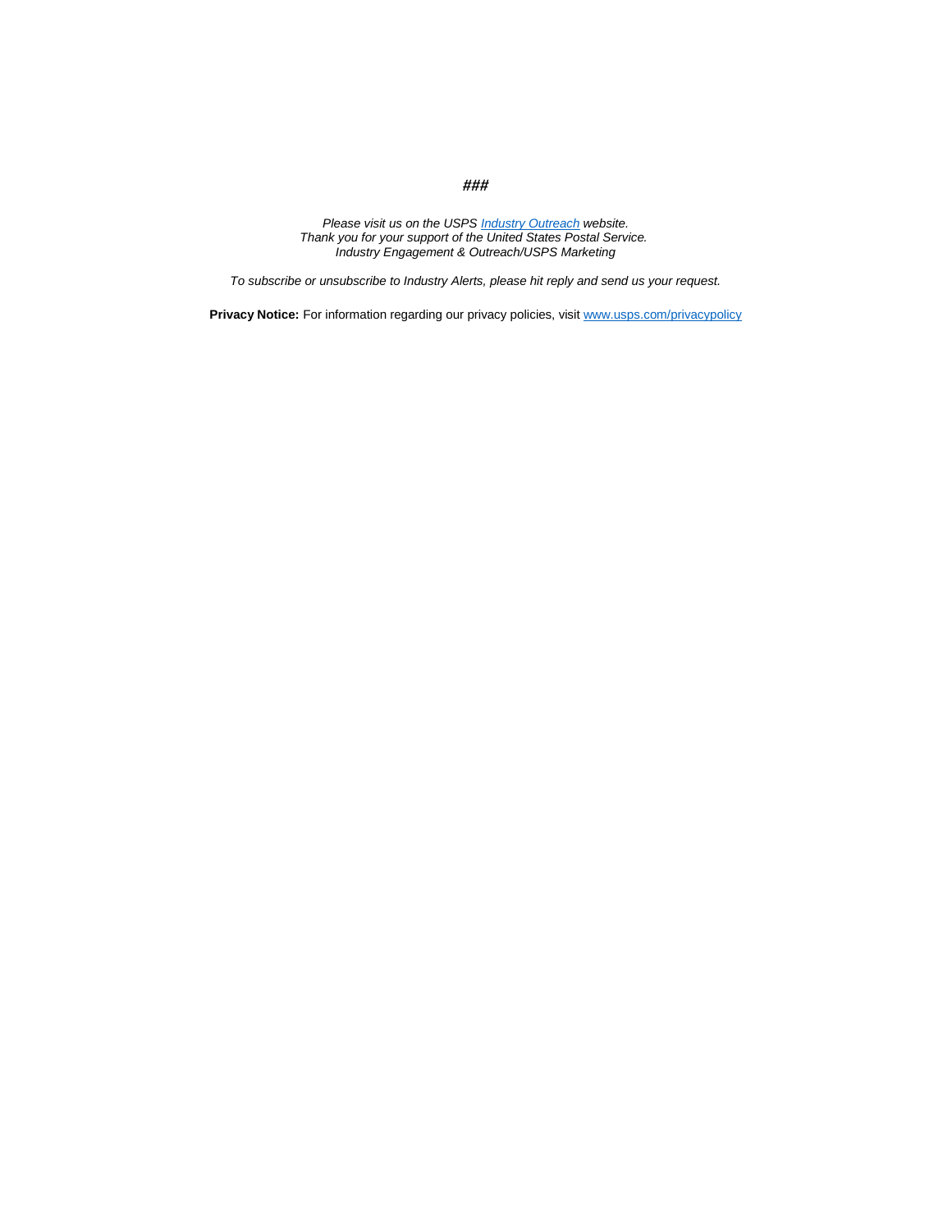*###*

*Please visit us on the USPS [Industry Outreach](Industry Outreach) website.*
*Thank you for your support of the United States Postal Service.*
*Industry Engagement & Outreach/USPS Marketing*

*To subscribe or unsubscribe to Industry Alerts, please hit reply and send us your request.*

**Privacy Notice:** For information regarding our privacy policies, visit [www.usps.com/privacypolicy](www.usps.com/privacypolicy)